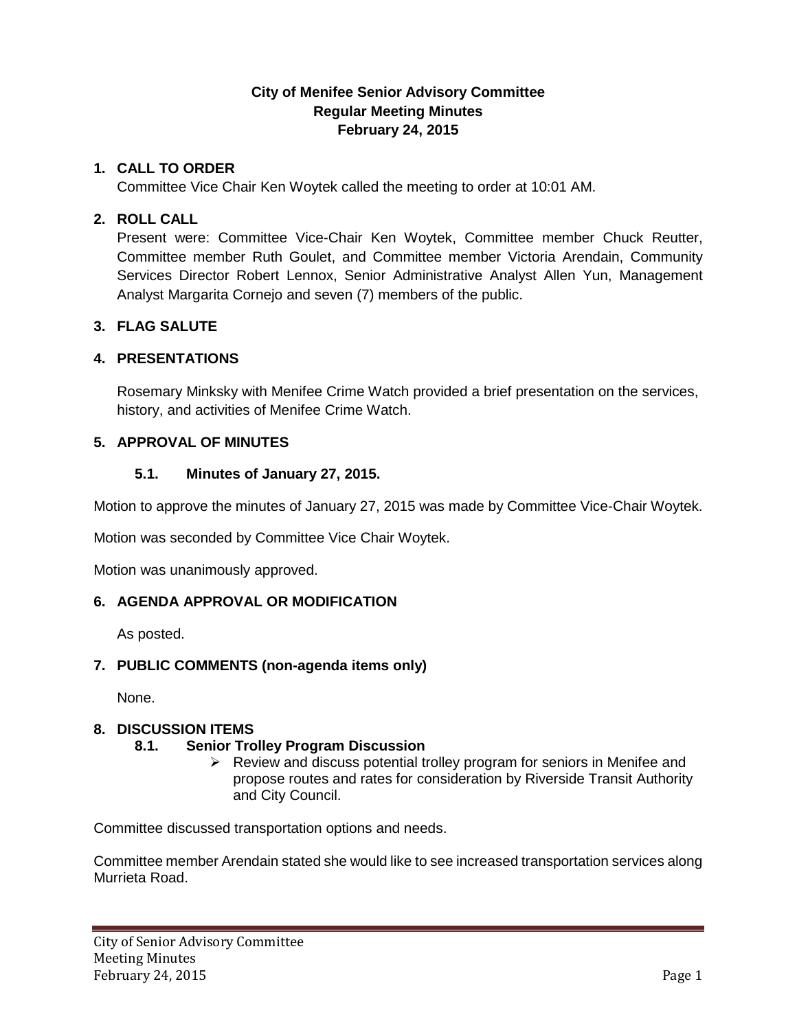# City of Menifee Senior Advisory Committee
## Regular Meeting Minutes
## February 24, 2015

**1. CALL TO ORDER**

Committee Vice Chair Ken Woytek called the meeting to order at 10:01 AM.

**2. ROLL CALL**

Present were: Committee Vice-Chair Ken Woytek, Committee member Chuck Reutter, Committee member Ruth Goulet, and Committee member Victoria Arendain, Community Services Director Robert Lennox, Senior Administrative Analyst Allen Yun, Management Analyst Margarita Cornejo and seven (7) members of the public.

**3. FLAG SALUTE**

**4. PRESENTATIONS**

Rosemary Minksky with Menifee Crime Watch provided a brief presentation on the services, history, and activities of Menifee Crime Watch.

**5. APPROVAL OF MINUTES**

**5.1. Minutes of January 27, 2015.**

Motion to approve the minutes of January 27, 2015 was made by Committee Vice-Chair Woytek.

Motion was seconded by Committee Vice Chair Woytek.

Motion was unanimously approved.

**6. AGENDA APPROVAL OR MODIFICATION**

As posted.

**7. PUBLIC COMMENTS (non-agenda items only)**

None.

**8. DISCUSSION ITEMS**

**8.1. Senior Trolley Program Discussion**

- Review and discuss potential trolley program for seniors in Menifee and propose routes and rates for consideration by Riverside Transit Authority and City Council.

Committee discussed transportation options and needs.

Committee member Arendain stated she would like to see increased transportation services along Murrieta Road.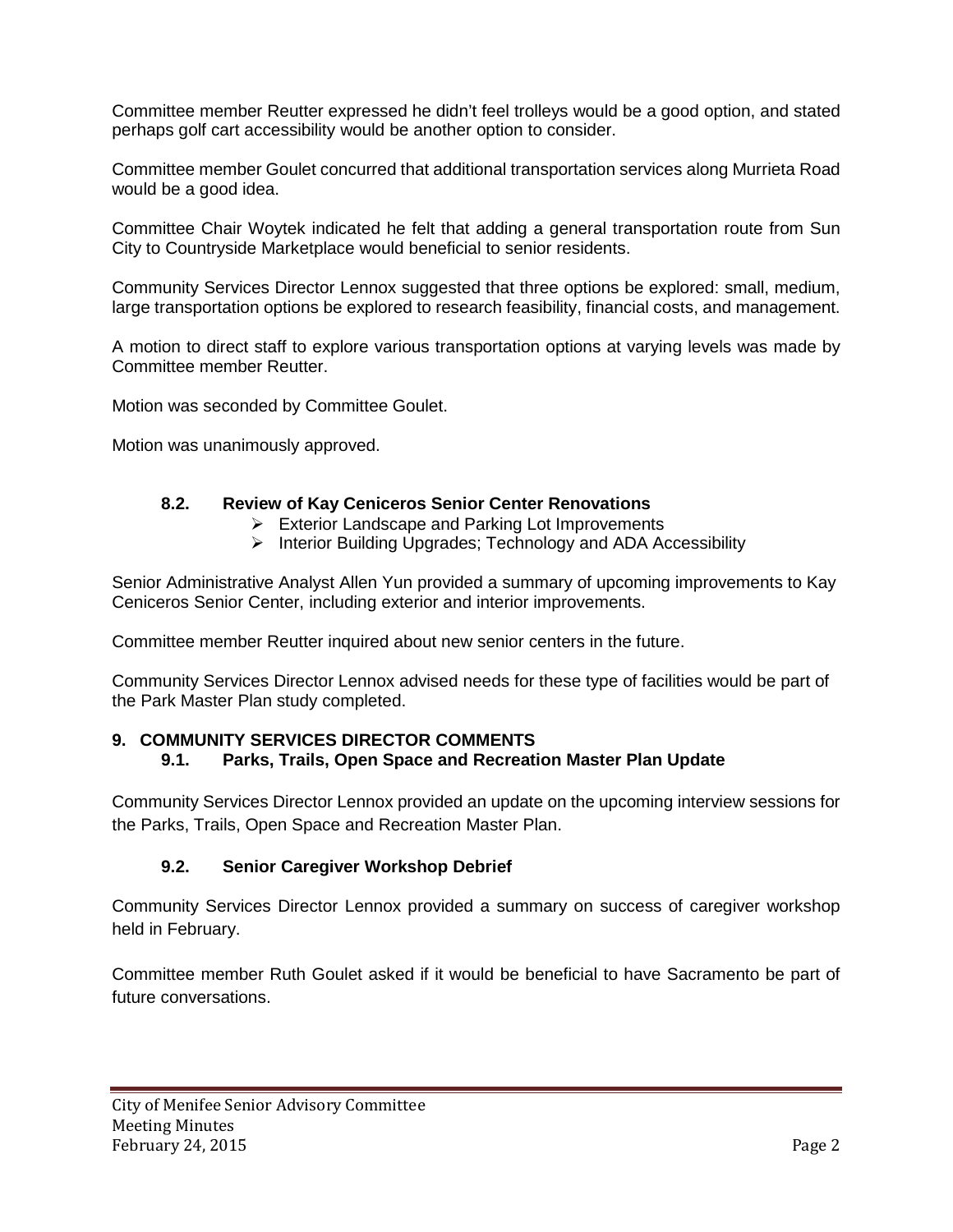Committee member Reutter expressed he didn't feel trolleys would be a good option, and stated perhaps golf cart accessibility would be another option to consider.

Committee member Goulet concurred that additional transportation services along Murrieta Road would be a good idea.

Committee Chair Woytek indicated he felt that adding a general transportation route from Sun City to Countryside Marketplace would beneficial to senior residents.

Community Services Director Lennox suggested that three options be explored: small, medium, large transportation options be explored to research feasibility, financial costs, and management.

A motion to direct staff to explore various transportation options at varying levels was made by Committee member Reutter.

Motion was seconded by Committee Goulet.

Motion was unanimously approved.

### 8.2. Review of Kay Ceniceros Senior Center Renovations

- Exterior Landscape and Parking Lot Improvements
- Interior Building Upgrades; Technology and ADA Accessibility

Senior Administrative Analyst Allen Yun provided a summary of upcoming improvements to Kay Ceniceros Senior Center, including exterior and interior improvements.

Committee member Reutter inquired about new senior centers in the future.

Community Services Director Lennox advised needs for these type of facilities would be part of the Park Master Plan study completed.

## 9. COMMUNITY SERVICES DIRECTOR COMMENTS

### 9.1. Parks, Trails, Open Space and Recreation Master Plan Update

Community Services Director Lennox provided an update on the upcoming interview sessions for the Parks, Trails, Open Space and Recreation Master Plan.

### 9.2. Senior Caregiver Workshop Debrief

Community Services Director Lennox provided a summary on success of caregiver workshop held in February.

Committee member Ruth Goulet asked if it would be beneficial to have Sacramento be part of future conversations.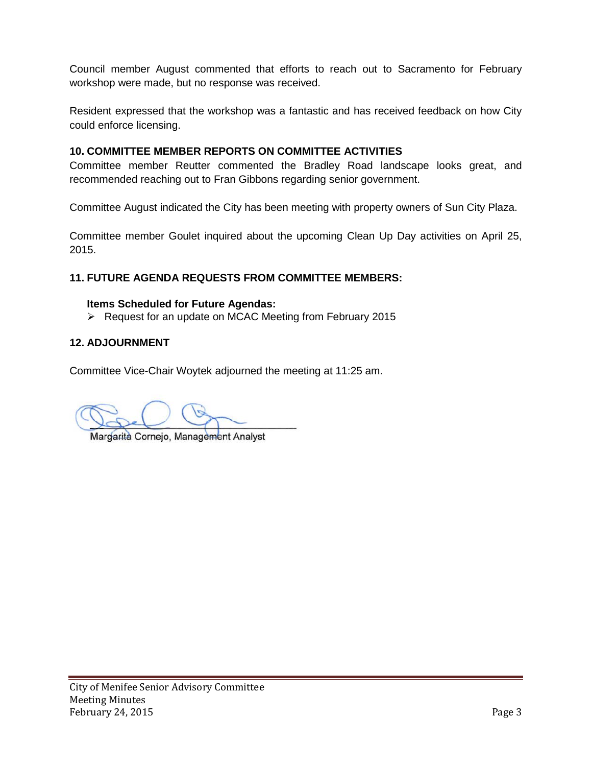Council member August commented that efforts to reach out to Sacramento for February workshop were made, but no response was received.

Resident expressed that the workshop was a fantastic and has received feedback on how City could enforce licensing.

**10. COMMITTEE MEMBER REPORTS ON COMMITTEE ACTIVITIES**

Committee member Reutter commented the Bradley Road landscape looks great, and recommended reaching out to Fran Gibbons regarding senior government.

Committee August indicated the City has been meeting with property owners of Sun City Plaza.

Committee member Goulet inquired about the upcoming Clean Up Day activities on April 25, 2015.

**11. FUTURE AGENDA REQUESTS FROM COMMITTEE MEMBERS:**

**Items Scheduled for Future Agendas:**

- Request for an update on MCAC Meeting from February 2015

**12. ADJOURNMENT**

Committee Vice-Chair Woytek adjourned the meeting at 11:25 am.

Margarita Cornejo, Management Analyst